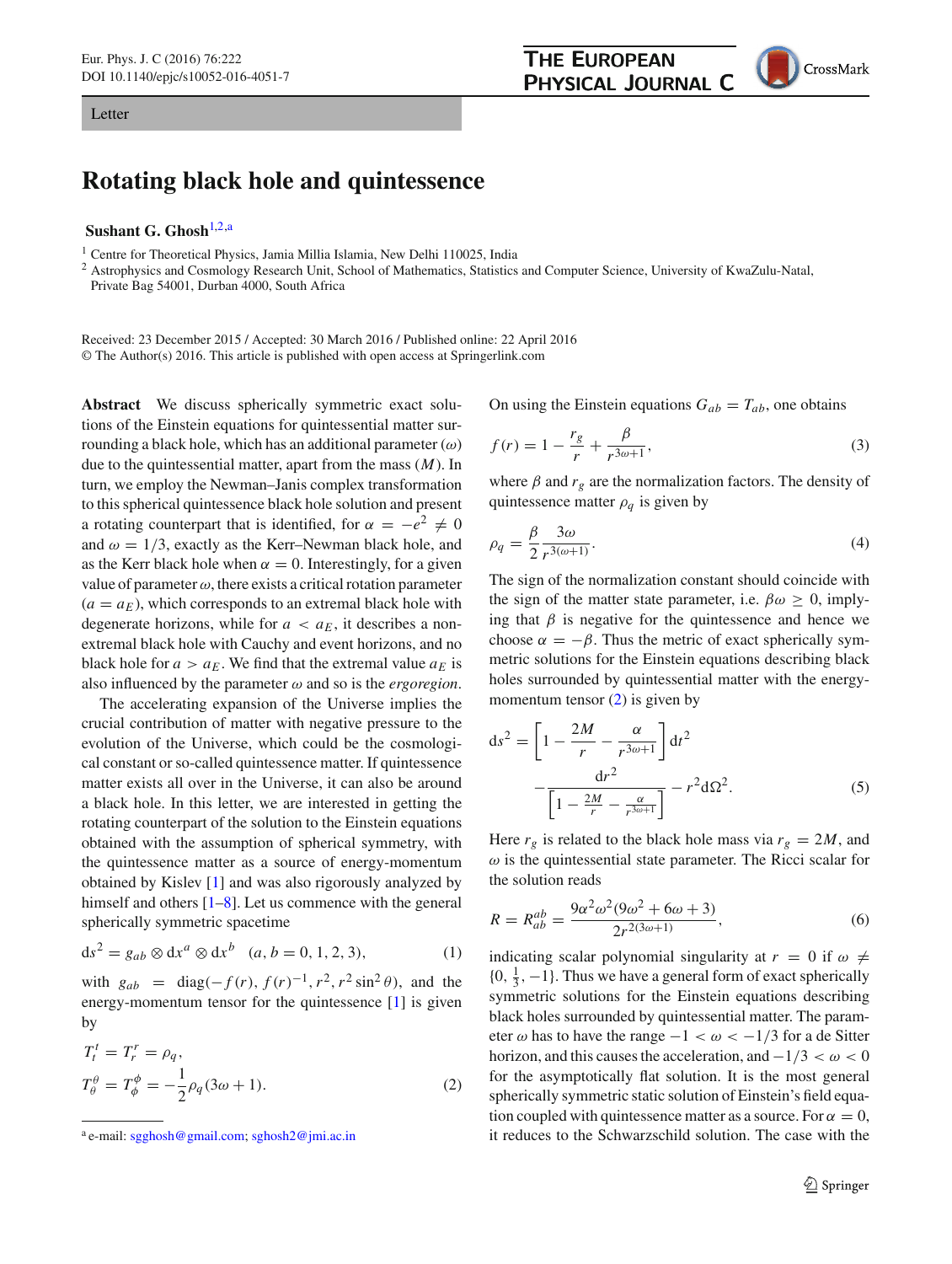Letter

# Rotating black hole and quintessence

**Sushant G. Ghosh**[1,2,a]

[1] Centre for Theoretical Physics, Jamia Millia Islamia, New Delhi 110025, India
[2] Astrophysics and Cosmology Research Unit, School of Mathematics, Statistics and Computer Science, University of KwaZulu-Natal, Private Bag 54001, Durban 4000, South Africa

Received: 23 December 2015 / Accepted: 30 March 2016 / Published online: 22 April 2016
© The Author(s) 2016. This article is published with open access at Springerlink.com

**Abstract** We discuss spherically symmetric exact solutions of the Einstein equations for quintessential matter surrounding a black hole, which has an additional parameter ($\omega$) due to the quintessential matter, apart from the mass ($M$). In turn, we employ the Newman–Janis complex transformation to this spherical quintessence black hole solution and present a rotating counterpart that is identified, for $\alpha = -e^2 \neq 0$ and $\omega = 1/3$, exactly as the Kerr–Newman black hole, and as the Kerr black hole when $\alpha = 0$. Interestingly, for a given value of parameter $\omega$, there exists a critical rotation parameter ($a = a_E$), which corresponds to an extremal black hole with degenerate horizons, while for $a < a_E$, it describes a non-extremal black hole with Cauchy and event horizons, and no black hole for $a > a_E$. We find that the extremal value $a_E$ is also influenced by the parameter $\omega$ and so is the *ergoregion*.

The accelerating expansion of the Universe implies the crucial contribution of matter with negative pressure to the evolution of the Universe, which could be the cosmological constant or so-called quintessence matter. If quintessence matter exists all over in the Universe, it can also be around a black hole. In this letter, we are interested in getting the rotating counterpart of the solution to the Einstein equations obtained with the assumption of spherical symmetry, with the quintessence matter as a source of energy-momentum obtained by Kislev [1] and was also rigorously analyzed by himself and others [1–8]. Let us commence with the general spherically symmetric spacetime

$$ds^2 = g_{ab} \otimes dx^a \otimes dx^b \quad (a, b = 0, 1, 2, 3), \tag{1}$$

with $g_{ab} = \text{diag}(-f(r), f(r)^{-1}, r^2, r^2 \sin^2\theta)$, and the energy-momentum tensor for the quintessence [1] is given by

$$T_t^t = T_r^r = \rho_q,$$
$$T_\theta^\theta = T_\phi^\phi = -\frac{1}{2}\rho_q(3\omega + 1). \tag{2}$$

On using the Einstein equations $G_{ab} = T_{ab}$, one obtains

$$f(r) = 1 - \frac{r_g}{r} + \frac{\beta}{r^{3\omega+1}}, \tag{3}$$

where $\beta$ and $r_g$ are the normalization factors. The density of quintessence matter $\rho_q$ is given by

$$\rho_q = \frac{\beta}{2}\frac{3\omega}{r^{3(\omega+1)}}. \tag{4}$$

The sign of the normalization constant should coincide with the sign of the matter state parameter, i.e. $\beta\omega \geq 0$, implying that $\beta$ is negative for the quintessence and hence we choose $\alpha = -\beta$. Thus the metric of exact spherically symmetric solutions for the Einstein equations describing black holes surrounded by quintessential matter with the energy-momentum tensor (2) is given by

$$ds^2 = \left[1 - \frac{2M}{r} - \frac{\alpha}{r^{3\omega+1}}\right]dt^2 - \frac{dr^2}{\left[1 - \frac{2M}{r} - \frac{\alpha}{r^{3\omega+1}}\right]} - r^2 d\Omega^2. \tag{5}$$

Here $r_g$ is related to the black hole mass via $r_g = 2M$, and $\omega$ is the quintessential state parameter. The Ricci scalar for the solution reads

$$R = R_{ab}^{ab} = \frac{9\alpha^2\omega^2(9\omega^2 + 6\omega + 3)}{2r^{2(3\omega+1)}}, \tag{6}$$

indicating scalar polynomial singularity at $r = 0$ if $\omega \neq \{0, \frac{1}{3}, -1\}$. Thus we have a general form of exact spherically symmetric solutions for the Einstein equations describing black holes surrounded by quintessential matter. The parameter $\omega$ has to have the range $-1 < \omega < -1/3$ for a de Sitter horizon, and this causes the acceleration, and $-1/3 < \omega < 0$ for the asymptotically flat solution. It is the most general spherically symmetric static solution of Einstein's field equation coupled with quintessence matter as a source. For $\alpha = 0$, it reduces to the Schwarzschild solution. The case with the

[a] e-mail: sgghosh@gmail.com; sghosh2@jmi.ac.in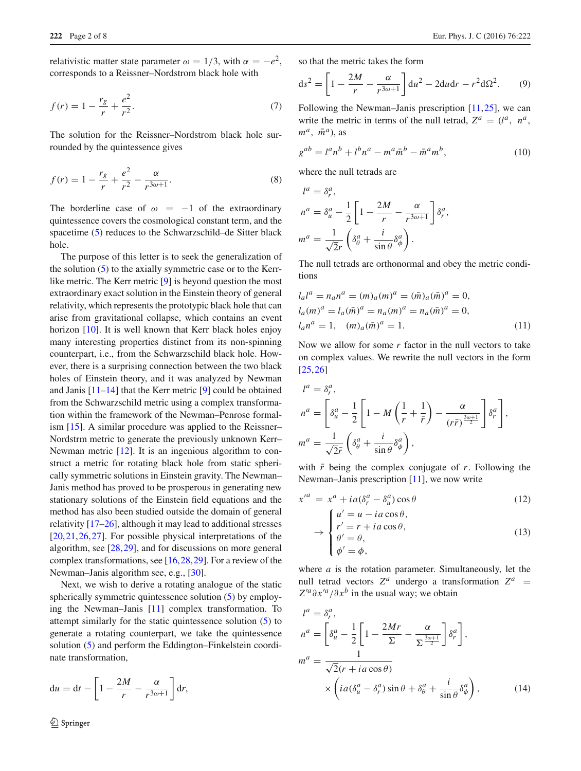relativistic matter state parameter $\omega = 1/3$, with $\alpha = -e^2$, corresponds to a Reissner–Nordstrom black hole with

$$f(r) = 1 - \frac{r_g}{r} + \frac{e^2}{r^2}. \tag{7}$$

The solution for the Reissner–Nordstrom black hole surrounded by the quintessence gives

$$f(r) = 1 - \frac{r_g}{r} + \frac{e^2}{r^2} - \frac{\alpha}{r^{3\omega+1}}. \tag{8}$$

The borderline case of $\omega = -1$ of the extraordinary quintessence covers the cosmological constant term, and the spacetime (5) reduces to the Schwarzschild–de Sitter black hole.

The purpose of this letter is to seek the generalization of the solution (5) to the axially symmetric case or to the Kerr-like metric. The Kerr metric [9] is beyond question the most extraordinary exact solution in the Einstein theory of general relativity, which represents the prototypic black hole that can arise from gravitational collapse, which contains an event horizon [10]. It is well known that Kerr black holes enjoy many interesting properties distinct from its non-spinning counterpart, i.e., from the Schwarzschild black hole. However, there is a surprising connection between the two black holes of Einstein theory, and it was analyzed by Newman and Janis [11–14] that the Kerr metric [9] could be obtained from the Schwarzschild metric using a complex transformation within the framework of the Newman–Penrose formalism [15]. A similar procedure was applied to the Reissner–Nordstrm metric to generate the previously unknown Kerr–Newman metric [12]. It is an ingenious algorithm to construct a metric for rotating black hole from static spherically symmetric solutions in Einstein gravity. The Newman–Janis method has proved to be prosperous in generating new stationary solutions of the Einstein field equations and the method has also been studied outside the domain of general relativity [17–26], although it may lead to additional stresses [20,21,26,27]. For possible physical interpretations of the algorithm, see [28,29], and for discussions on more general complex transformations, see [16,28,29]. For a review of the Newman–Janis algorithm see, e.g., [30].

Next, we wish to derive a rotating analogue of the static spherically symmetric quintessence solution (5) by employing the Newman–Janis [11] complex transformation. To attempt similarly for the static quintessence solution (5) to generate a rotating counterpart, we take the quintessence solution (5) and perform the Eddington–Finkelstein coordinate transformation,

$$\mathrm{d}u = \mathrm{d}t - \left[1 - \frac{2M}{r} - \frac{\alpha}{r^{3\omega+1}}\right]\mathrm{d}r,$$

so that the metric takes the form

$$\mathrm{d}s^2 = \left[1 - \frac{2M}{r} - \frac{\alpha}{r^{3\omega+1}}\right]\mathrm{d}u^2 - 2\mathrm{d}u\mathrm{d}r - r^2\mathrm{d}\Omega^2. \tag{9}$$

Following the Newman–Janis prescription [11,25], we can write the metric in terms of the null tetrad, $Z^a = (l^a,\ n^a,\ m^a,\ \bar{m}^a)$, as

$$g^{ab} = l^a n^b + l^b n^a - m^a \bar{m}^b - \bar{m}^a m^b, \tag{10}$$

where the null tetrads are

$$l^a = \delta^a_r,$$
$$n^a = \delta^a_u - \frac{1}{2}\left[1 - \frac{2M}{r} - \frac{\alpha}{r^{3\omega+1}}\right]\delta^a_r,$$
$$m^a = \frac{1}{\sqrt{2}r}\left(\delta^a_\theta + \frac{i}{\sin\theta}\delta^a_\phi\right).$$

The null tetrads are orthonormal and obey the metric conditions

$$l_a l^a = n_a n^a = (m)_a (m)^a = (\bar{m})_a (\bar{m})^a = 0,$$
$$l_a (m)^a = l_a (\bar{m})^a = n_a (m)^a = n_a (\bar{m})^a = 0,$$
$$l_a n^a = 1, \quad (m)_a (\bar{m})^a = 1. \tag{11}$$

Now we allow for some $r$ factor in the null vectors to take on complex values. We rewrite the null vectors in the form [25,26]

$$l^a = \delta^a_r,$$
$$n^a = \left[\delta^a_u - \frac{1}{2}\left[1 - M\left(\frac{1}{r} + \frac{1}{\bar{r}}\right) - \frac{\alpha}{(r\bar{r})^{\frac{3\omega+1}{2}}}\right]\delta^a_r\right],$$
$$m^a = \frac{1}{\sqrt{2}\bar{r}}\left(\delta^a_\theta + \frac{i}{\sin\theta}\delta^a_\phi\right),$$

with $\bar{r}$ being the complex conjugate of $r$. Following the Newman–Janis prescription [11], we now write

$$x'^a = x^a + ia(\delta^a_r - \delta^a_u)\cos\theta \tag{12}$$

$$\rightarrow \begin{cases} u' = u - ia\cos\theta, \\ r' = r + ia\cos\theta, \\ \theta' = \theta, \\ \phi' = \phi, \end{cases} \tag{13}$$

where $a$ is the rotation parameter. Simultaneously, let the null tetrad vectors $Z^a$ undergo a transformation $Z^a = Z'^a \partial x'^a / \partial x^b$ in the usual way; we obtain

$$l^a = \delta^a_r,$$
$$n^a = \left[\delta^a_u - \frac{1}{2}\left[1 - \frac{2Mr}{\Sigma} - \frac{\alpha}{\Sigma^{\frac{3\omega+1}{2}}}\right]\delta^a_r\right],$$
$$m^a = \frac{1}{\sqrt{2}(r + ia\cos\theta)} \times \left(ia(\delta^a_u - \delta^a_r)\sin\theta + \delta^a_\theta + \frac{i}{\sin\theta}\delta^a_\phi\right), \tag{14}$$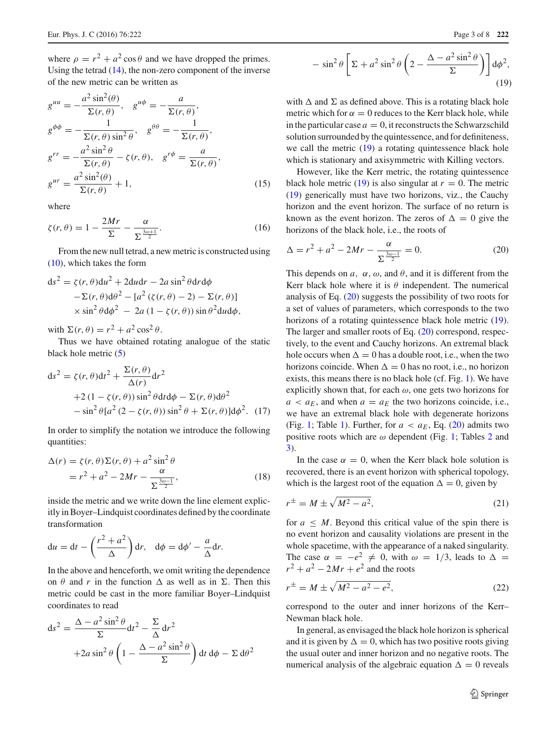where $\rho = r^2 + a^2 \cos\theta$ and we have dropped the primes. Using the tetrad (14), the non-zero component of the inverse of the new metric can be written as

$$
\begin{aligned}
g^{uu} &= -\frac{a^2 \sin^2(\theta)}{\Sigma(r,\theta)}, \quad g^{u\phi} = -\frac{a}{\Sigma(r,\theta)}, \\
g^{\phi\phi} &= -\frac{1}{\Sigma(r,\theta)\sin^2\theta}, \quad g^{\theta\theta} = -\frac{1}{\Sigma(r,\theta)}, \\
g^{rr} &= -\frac{a^2 \sin^2\theta}{\Sigma(r,\theta)} - \zeta(r,\theta), \quad g^{r\phi} = \frac{a}{\Sigma(r,\theta)}, \\
g^{ur} &= \frac{a^2 \sin^2(\theta)}{\Sigma(r,\theta)} + 1,
\end{aligned}
\tag{15}
$$

where

$$
\zeta(r,\theta) = 1 - \frac{2Mr}{\Sigma} - \frac{\alpha}{\Sigma^{\frac{3\omega+1}{2}}}. \tag{16}
$$

From the new null tetrad, a new metric is constructed using (10), which takes the form

$$
\begin{aligned}
ds^2 &= \zeta(r,\theta)du^2 + 2dudr - 2a\sin^2\theta dr d\phi \\
&\quad - \Sigma(r,\theta)d\theta^2 - [a^2(\zeta(r,\theta) - 2) - \Sigma(r,\theta)] \\
&\quad \times \sin^2\theta d\phi^2 \; - \; 2a(1 - \zeta(r,\theta))\sin\theta^2 du d\phi,
\end{aligned}
$$

with $\Sigma(r,\theta) = r^2 + a^2\cos^2\theta$.

Thus we have obtained rotating analogue of the static black hole metric (5)

$$
\begin{aligned}
ds^2 &= \zeta(r,\theta)dt^2 + \frac{\Sigma(r,\theta)}{\Delta(r)}dr^2 \\
&\quad + 2(1 - \zeta(r,\theta))\sin^2\theta dt d\phi - \Sigma(r,\theta)d\theta^2 \\
&\quad - \sin^2\theta[a^2(2 - \zeta(r,\theta))\sin^2\theta + \Sigma(r,\theta)]d\phi^2.
\end{aligned}
\tag{17}
$$

In order to simplify the notation we introduce the following quantities:

$$
\begin{aligned}
\Delta(r) &= \zeta(r,\theta)\Sigma(r,\theta) + a^2\sin^2\theta \\
&= r^2 + a^2 - 2Mr - \frac{\alpha}{\Sigma^{\frac{3\omega-1}{2}}},
\end{aligned}
\tag{18}
$$

inside the metric and we write down the line element explicitly in Boyer–Lindquist coordinates defined by the coordinate transformation

$$
du = dt - \left(\frac{r^2 + a^2}{\Delta}\right)dr, \quad d\phi = d\phi' - \frac{a}{\Delta}dr.
$$

In the above and henceforth, we omit writing the dependence on $\theta$ and $r$ in the function $\Delta$ as well as in $\Sigma$. Then this metric could be cast in the more familiar Boyer–Lindquist coordinates to read

$$
\begin{aligned}
ds^2 &= \frac{\Delta - a^2\sin^2\theta}{\Sigma}dt^2 - \frac{\Sigma}{\Delta}dr^2 \\
&\quad + 2a\sin^2\theta\left(1 - \frac{\Delta - a^2\sin^2\theta}{\Sigma}\right)dt\,d\phi - \Sigma\,d\theta^2 \\
&\quad - \sin^2\theta\left[\Sigma + a^2\sin^2\theta\left(2 - \frac{\Delta - a^2\sin^2\theta}{\Sigma}\right)\right]d\phi^2,
\end{aligned}
\tag{19}
$$

with $\Delta$ and $\Sigma$ as defined above. This is a rotating black hole metric which for $\alpha = 0$ reduces to the Kerr black hole, while in the particular case $a = 0$, it reconstructs the Schwarzschild solution surrounded by the quintessence, and for definiteness, we call the metric (19) a rotating quintessence black hole which is stationary and axisymmetric with Killing vectors.

However, like the Kerr metric, the rotating quintessence black hole metric (19) is also singular at $r = 0$. The metric (19) generically must have two horizons, viz., the Cauchy horizon and the event horizon. The surface of no return is known as the event horizon. The zeros of $\Delta = 0$ give the horizons of the black hole, i.e., the roots of

$$
\Delta = r^2 + a^2 - 2Mr - \frac{\alpha}{\Sigma^{\frac{3\omega-1}{2}}} = 0. \tag{20}
$$

This depends on $a$, $\alpha$, $\omega$, and $\theta$, and it is different from the Kerr black hole where it is $\theta$ independent. The numerical analysis of Eq. (20) suggests the possibility of two roots for a set of values of parameters, which corresponds to the two horizons of a rotating quintessence black hole metric (19). The larger and smaller roots of Eq. (20) correspond, respectively, to the event and Cauchy horizons. An extremal black hole occurs when $\Delta = 0$ has a double root, i.e., when the two horizons coincide. When $\Delta = 0$ has no root, i.e., no horizon exists, this means there is no black hole (cf. Fig. 1). We have explicitly shown that, for each $\omega$, one gets two horizons for $a < a_E$, and when $a = a_E$ the two horizons coincide, i.e., we have an extremal black hole with degenerate horizons (Fig. 1; Table 1). Further, for $a < a_E$, Eq. (20) admits two positive roots which are $\omega$ dependent (Fig. 1; Tables 2 and 3).

In the case $\alpha = 0$, when the Kerr black hole solution is recovered, there is an event horizon with spherical topology, which is the largest root of the equation $\Delta = 0$, given by

$$
r^{\pm} = M \pm \sqrt{M^2 - a^2}, \tag{21}
$$

for $a \le M$. Beyond this critical value of the spin there is no event horizon and causality violations are present in the whole spacetime, with the appearance of a naked singularity. The case $\alpha = -e^2 \neq 0$, with $\omega = 1/3$, leads to $\Delta = r^2 + a^2 - 2Mr + e^2$ and the roots

$$
r^{\pm} = M \pm \sqrt{M^2 - a^2 - e^2}, \tag{22}
$$

correspond to the outer and inner horizons of the Kerr–Newman black hole.

In general, as envisaged the black hole horizon is spherical and it is given by $\Delta = 0$, which has two positive roots giving the usual outer and inner horizon and no negative roots. The numerical analysis of the algebraic equation $\Delta = 0$ reveals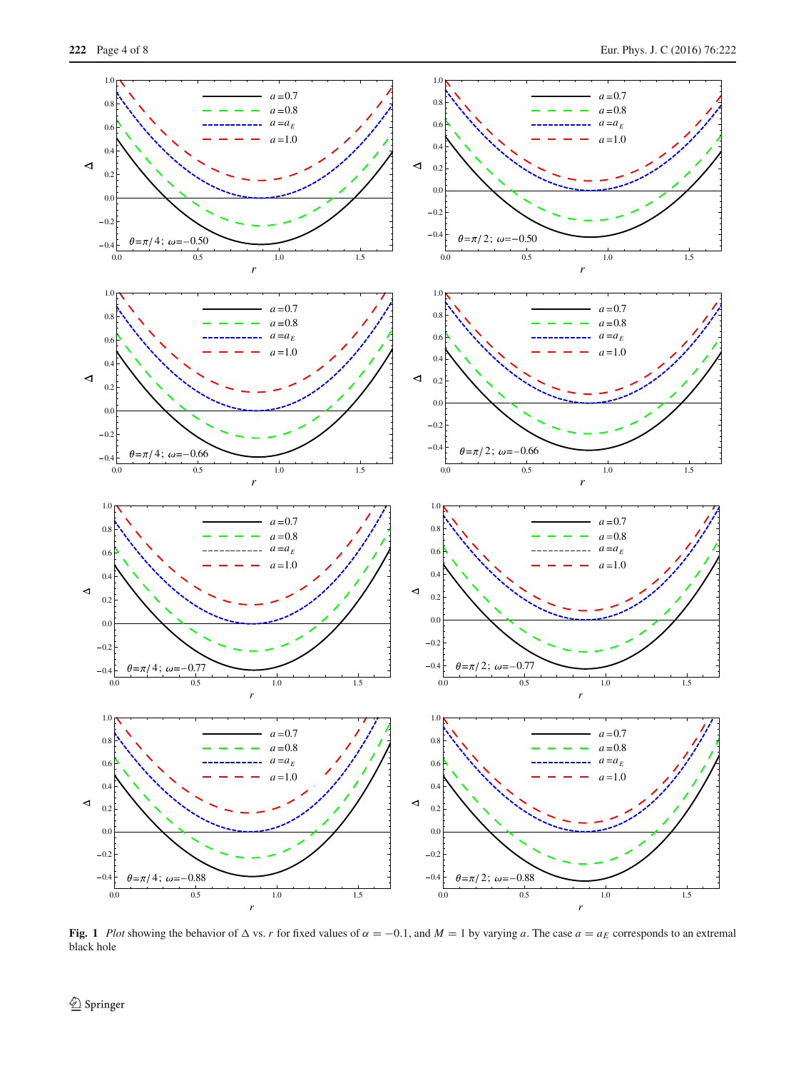**Fig. 1** *Plot* showing the behavior of $\Delta$ vs. $r$ for fixed values of $\alpha = -0.1$, and $M = 1$ by varying $a$. The case $a = a_E$ corresponds to an extremal black hole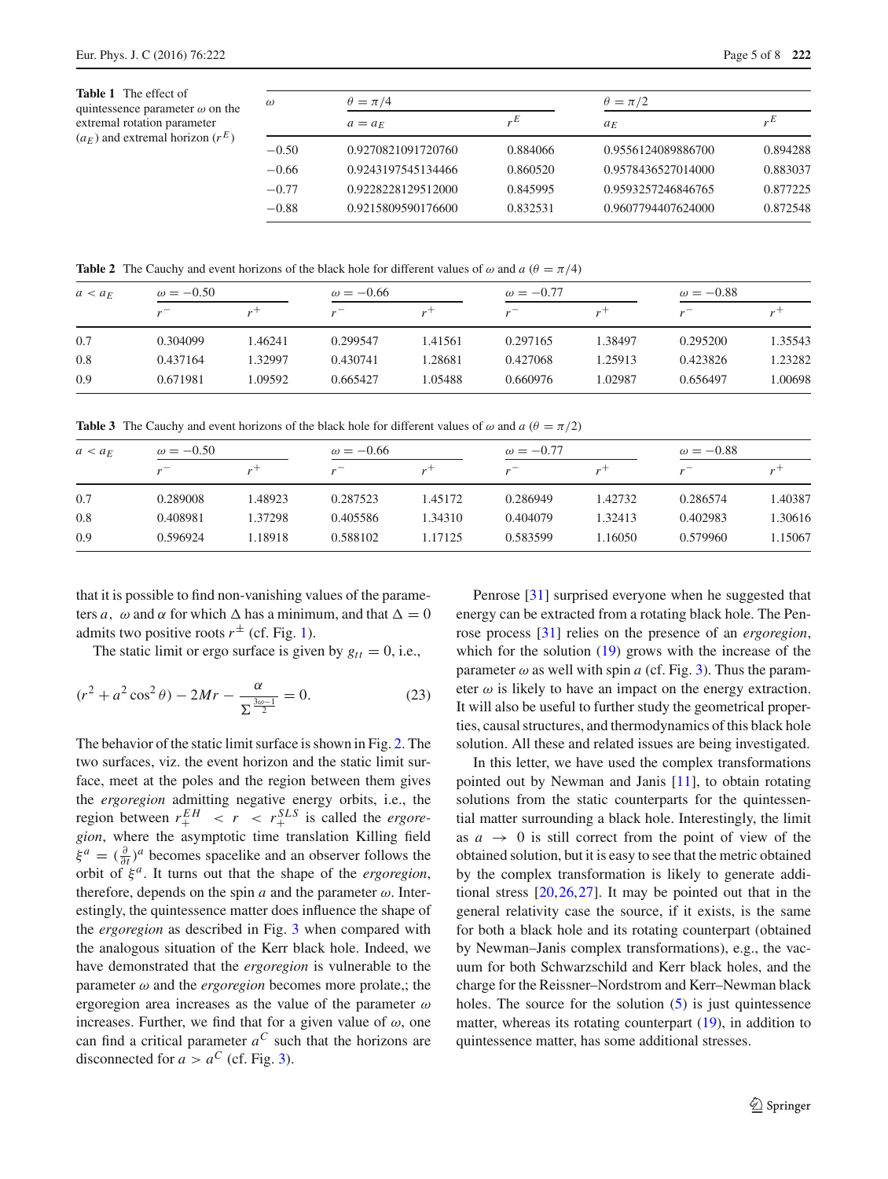**Table 1** The effect of quintessence parameter $\omega$ on the extremal rotation parameter ($a_E$) and extremal horizon ($r^E$)

| $\omega$ | $\theta = \pi/4$ | | $\theta = \pi/2$ | |
|---|---|---|---|---|
| | $a = a_E$ | $r^E$ | $a_E$ | $r^E$ |
| −0.50 | 0.9270821091720760 | 0.884066 | 0.9556124089886700 | 0.894288 |
| −0.66 | 0.9243197545134466 | 0.860520 | 0.9578436527014000 | 0.883037 |
| −0.77 | 0.9228228129512000 | 0.845995 | 0.9593257246846765 | 0.877225 |
| −0.88 | 0.9215809590176600 | 0.832531 | 0.9607794407624000 | 0.872548 |

**Table 2** The Cauchy and event horizons of the black hole for different values of $\omega$ and $a$ ($\theta = \pi/4$)

| $a < a_E$ | $\omega = -0.50$ | | $\omega = -0.66$ | | $\omega = -0.77$ | | $\omega = -0.88$ | |
|---|---|---|---|---|---|---|---|---|
| | $r^-$ | $r^+$ | $r^-$ | $r^+$ | $r^-$ | $r^+$ | $r^-$ | $r^+$ |
| 0.7 | 0.304099 | 1.46241 | 0.299547 | 1.41561 | 0.297165 | 1.38497 | 0.295200 | 1.35543 |
| 0.8 | 0.437164 | 1.32997 | 0.430741 | 1.28681 | 0.427068 | 1.25913 | 0.423826 | 1.23282 |
| 0.9 | 0.671981 | 1.09592 | 0.665427 | 1.05488 | 0.660976 | 1.02987 | 0.656497 | 1.00698 |

**Table 3** The Cauchy and event horizons of the black hole for different values of $\omega$ and $a$ ($\theta = \pi/2$)

| $a < a_E$ | $\omega = -0.50$ | | $\omega = -0.66$ | | $\omega = -0.77$ | | $\omega = -0.88$ | |
|---|---|---|---|---|---|---|---|---|
| | $r^-$ | $r^+$ | $r^-$ | $r^+$ | $r^-$ | $r^+$ | $r^-$ | $r^+$ |
| 0.7 | 0.289008 | 1.48923 | 0.287523 | 1.45172 | 0.286949 | 1.42732 | 0.286574 | 1.40387 |
| 0.8 | 0.408981 | 1.37298 | 0.405586 | 1.34310 | 0.404079 | 1.32413 | 0.402983 | 1.30616 |
| 0.9 | 0.596924 | 1.18918 | 0.588102 | 1.17125 | 0.583599 | 1.16050 | 0.579960 | 1.15067 |

that it is possible to find non-vanishing values of the parameters $a$, $\omega$ and $\alpha$ for which $\Delta$ has a minimum, and that $\Delta = 0$ admits two positive roots $r^{\pm}$ (cf. Fig. 1).

The static limit or ergo surface is given by $g_{tt} = 0$, i.e.,

$$(r^2 + a^2 \cos^2\theta) - 2Mr - \frac{\alpha}{\Sigma^{\frac{3\omega-1}{2}}} = 0. \tag{23}$$

The behavior of the static limit surface is shown in Fig. 2. The two surfaces, viz. the event horizon and the static limit surface, meet at the poles and the region between them gives the *ergoregion* admitting negative energy orbits, i.e., the region between $r_+^{EH} < r < r_+^{SLS}$ is called the *ergoregion*, where the asymptotic time translation Killing field $\xi^a = (\frac{\partial}{\partial t})^a$ becomes spacelike and an observer follows the orbit of $\xi^a$. It turns out that the shape of the *ergoregion*, therefore, depends on the spin $a$ and the parameter $\omega$. Interestingly, the quintessence matter does influence the shape of the *ergoregion* as described in Fig. 3 when compared with the analogous situation of the Kerr black hole. Indeed, we have demonstrated that the *ergoregion* is vulnerable to the parameter $\omega$ and the *ergoregion* becomes more prolate,; the ergoregion area increases as the value of the parameter $\omega$ increases. Further, we find that for a given value of $\omega$, one can find a critical parameter $a^C$ such that the horizons are disconnected for $a > a^C$ (cf. Fig. 3).

Penrose [31] surprised everyone when he suggested that energy can be extracted from a rotating black hole. The Penrose process [31] relies on the presence of an *ergoregion*, which for the solution (19) grows with the increase of the parameter $\omega$ as well with spin $a$ (cf. Fig. 3). Thus the parameter $\omega$ is likely to have an impact on the energy extraction. It will also be useful to further study the geometrical properties, causal structures, and thermodynamics of this black hole solution. All these and related issues are being investigated.

In this letter, we have used the complex transformations pointed out by Newman and Janis [11], to obtain rotating solutions from the static counterparts for the quintessential matter surrounding a black hole. Interestingly, the limit as $a \rightarrow 0$ is still correct from the point of view of the obtained solution, but it is easy to see that the metric obtained by the complex transformation is likely to generate additional stress [20,26,27]. It may be pointed out that in the general relativity case the source, if it exists, is the same for both a black hole and its rotating counterpart (obtained by Newman–Janis complex transformations), e.g., the vacuum for both Schwarzschild and Kerr black holes, and the charge for the Reissner–Nordstrom and Kerr–Newman black holes. The source for the solution (5) is just quintessence matter, whereas its rotating counterpart (19), in addition to quintessence matter, has some additional stresses.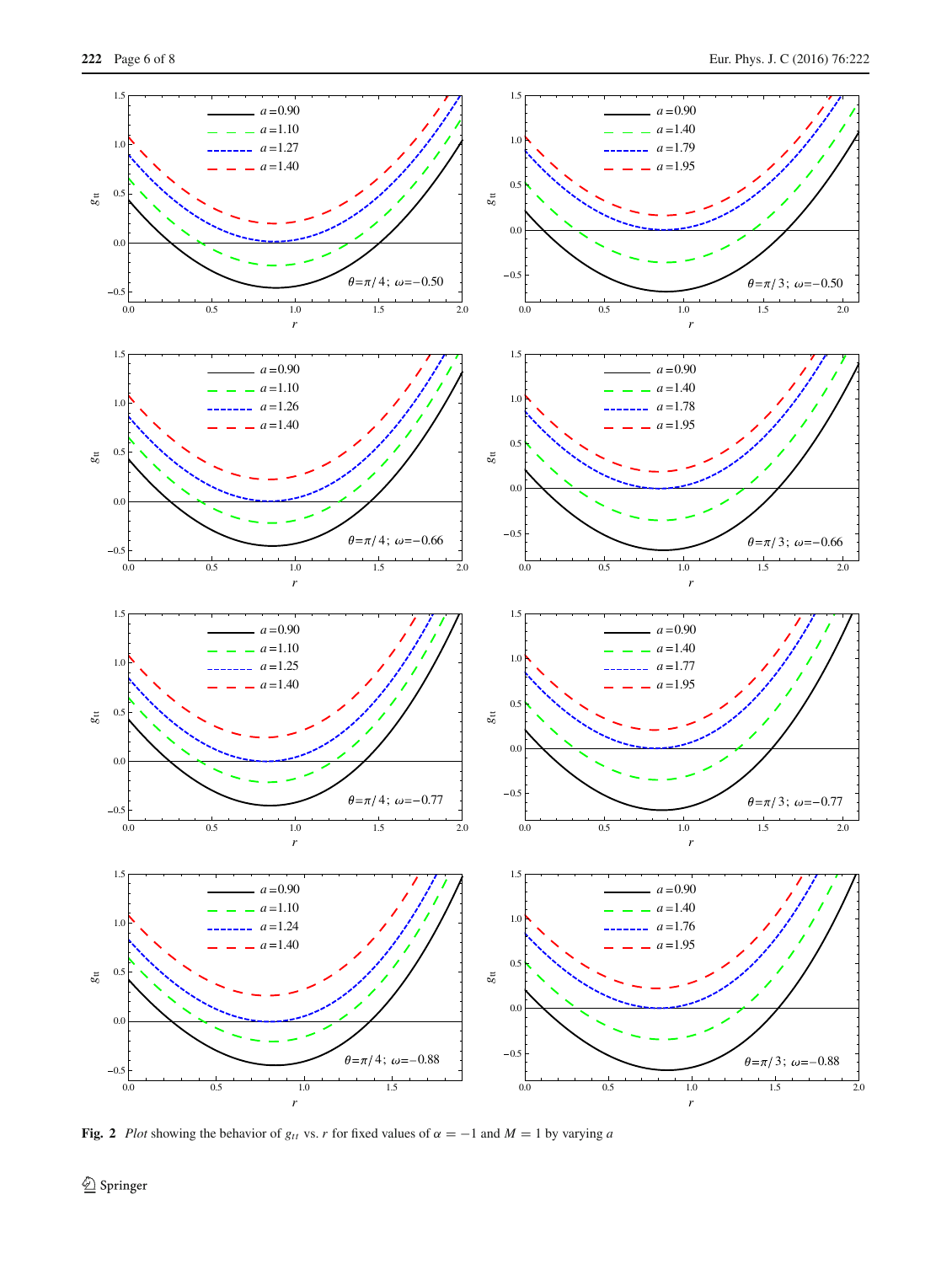Fig. 2 *Plot* showing the behavior of $g_{tt}$ vs. $r$ for fixed values of $\alpha = -1$ and $M = 1$ by varying $a$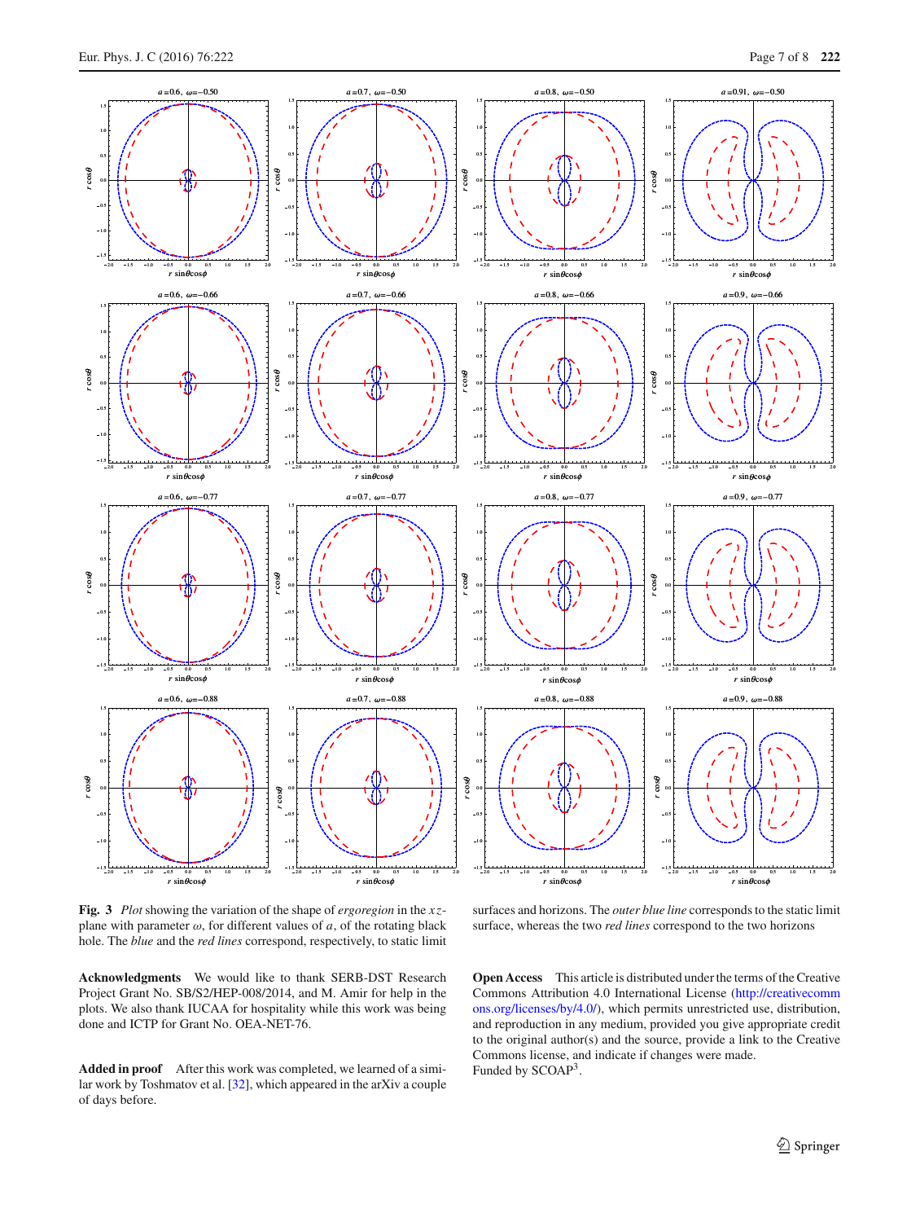**Fig. 3** *Plot* showing the variation of the shape of *ergoregion* in the $xz$-plane with parameter $\omega$, for different values of $a$, of the rotating black hole. The *blue* and the *red lines* correspond, respectively, to static limit surfaces and horizons. The *outer blue line* corresponds to the static limit surface, whereas the two *red lines* correspond to the two horizons

**Acknowledgments** We would like to thank SERB-DST Research Project Grant No. SB/S2/HEP-008/2014, and M. Amir for help in the plots. We also thank IUCAA for hospitality while this work was being done and ICTP for Grant No. OEA-NET-76.

**Added in proof** After this work was completed, we learned of a similar work by Toshmatov et al. [32], which appeared in the arXiv a couple of days before.

**Open Access** This article is distributed under the terms of the Creative Commons Attribution 4.0 International License (http://creativecommons.org/licenses/by/4.0/), which permits unrestricted use, distribution, and reproduction in any medium, provided you give appropriate credit to the original author(s) and the source, provide a link to the Creative Commons license, and indicate if changes were made.
Funded by SCOAP[3].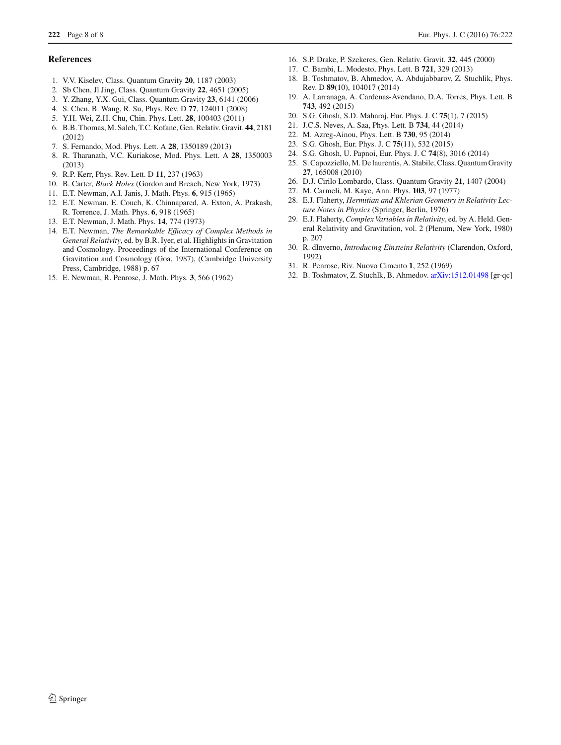## References

1. V.V. Kiselev, Class. Quantum Gravity **20**, 1187 (2003)
2. Sb Chen, Jl Jing, Class. Quantum Gravity **22**, 4651 (2005)
3. Y. Zhang, Y.X. Gui, Class. Quantum Gravity **23**, 6141 (2006)
4. S. Chen, B. Wang, R. Su, Phys. Rev. D **77**, 124011 (2008)
5. Y.H. Wei, Z.H. Chu, Chin. Phys. Lett. **28**, 100403 (2011)
6. B.B. Thomas, M. Saleh, T.C. Kofane, Gen. Relativ. Gravit. **44**, 2181 (2012)
7. S. Fernando, Mod. Phys. Lett. A **28**, 1350189 (2013)
8. R. Tharanath, V.C. Kuriakose, Mod. Phys. Lett. A **28**, 1350003 (2013)
9. R.P. Kerr, Phys. Rev. Lett. D **11**, 237 (1963)
10. B. Carter, *Black Holes* (Gordon and Breach, New York, 1973)
11. E.T. Newman, A.I. Janis, J. Math. Phys. **6**, 915 (1965)
12. E.T. Newman, E. Couch, K. Chinnapared, A. Exton, A. Prakash, R. Torrence, J. Math. Phys. **6**, 918 (1965)
13. E.T. Newman, J. Math. Phys. **14**, 774 (1973)
14. E.T. Newman, *The Remarkable Efficacy of Complex Methods in General Relativity*, ed. by B.R. Iyer, et al. Highlights in Gravitation and Cosmology. Proceedings of the International Conference on Gravitation and Cosmology (Goa, 1987), (Cambridge University Press, Cambridge, 1988) p. 67
15. E. Newman, R. Penrose, J. Math. Phys. **3**, 566 (1962)
16. S.P. Drake, P. Szekeres, Gen. Relativ. Gravit. **32**, 445 (2000)
17. C. Bambi, L. Modesto, Phys. Lett. B **721**, 329 (2013)
18. B. Toshmatov, B. Ahmedov, A. Abdujabbarov, Z. Stuchlik, Phys. Rev. D **89**(10), 104017 (2014)
19. A. Larranaga, A. Cardenas-Avendano, D.A. Torres, Phys. Lett. B **743**, 492 (2015)
20. S.G. Ghosh, S.D. Maharaj, Eur. Phys. J. C **75**(1), 7 (2015)
21. J.C.S. Neves, A. Saa, Phys. Lett. B **734**, 44 (2014)
22. M. Azreg-Ainou, Phys. Lett. B **730**, 95 (2014)
23. S.G. Ghosh, Eur. Phys. J. C **75**(11), 532 (2015)
24. S.G. Ghosh, U. Papnoi, Eur. Phys. J. C **74**(8), 3016 (2014)
25. S. Capozziello, M. De laurentis, A. Stabile, Class. Quantum Gravity **27**, 165008 (2010)
26. D.J. Cirilo Lombardo, Class. Quantum Gravity **21**, 1407 (2004)
27. M. Carmeli, M. Kaye, Ann. Phys. **103**, 97 (1977)
28. E.J. Flaherty, *Hermitian and Khlerian Geometry in Relativity Lecture Notes in Physics* (Springer, Berlin, 1976)
29. E.J. Flaherty, *Complex Variables in Relativity*, ed. by A. Held. General Relativity and Gravitation, vol. 2 (Plenum, New York, 1980) p. 207
30. R. dInverno, *Introducing Einsteins Relativity* (Clarendon, Oxford, 1992)
31. R. Penrose, Riv. Nuovo Cimento **1**, 252 (1969)
32. B. Toshmatov, Z. Stuchlk, B. Ahmedov. arXiv:1512.01498 [gr-qc]